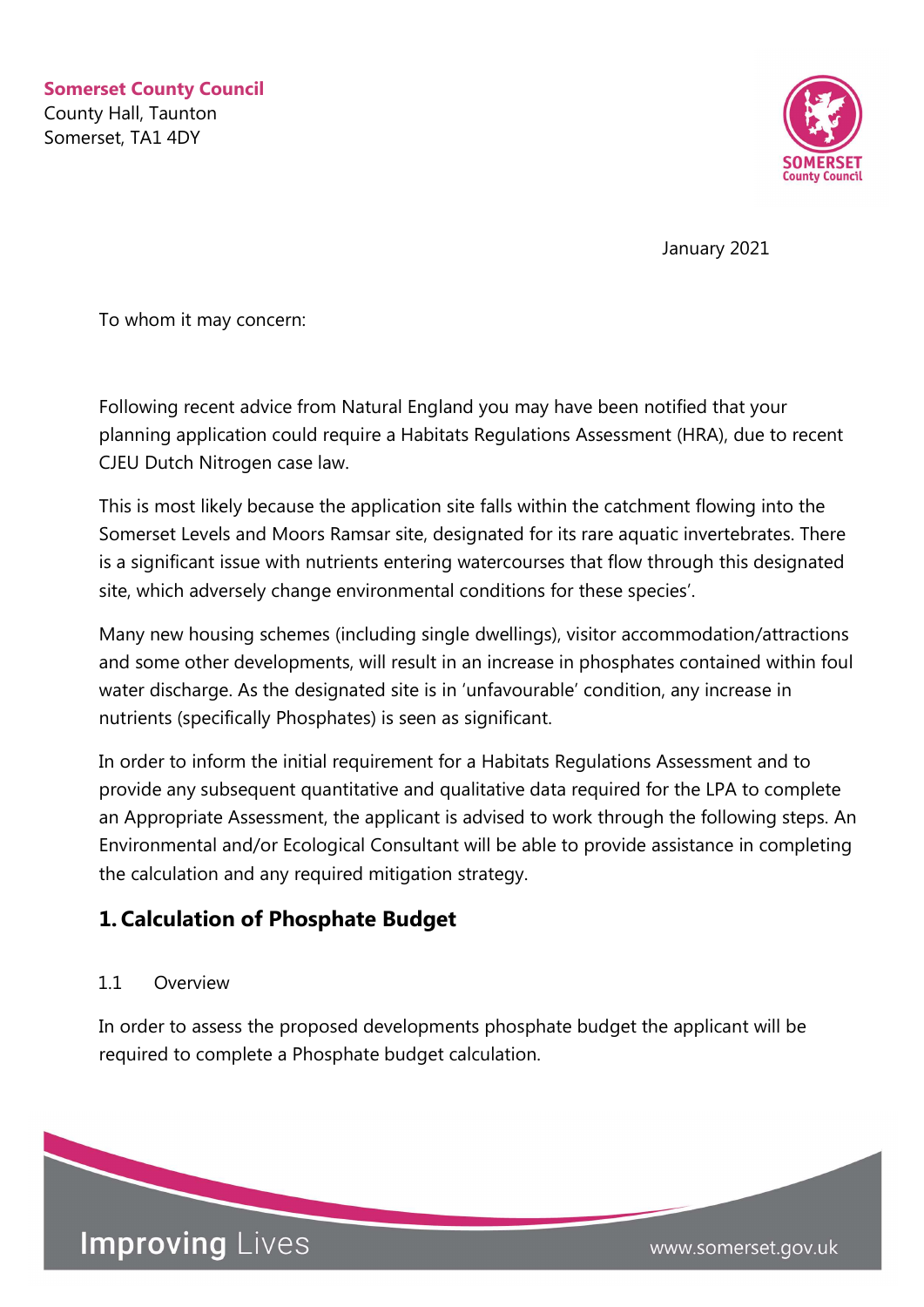**Somerset County Council**
County Hall, Taunton
Somerset, TA1 4DY

January 2021

To whom it may concern:

Following recent advice from Natural England you may have been notified that your planning application could require a Habitats Regulations Assessment (HRA), due to recent CJEU Dutch Nitrogen case law.

This is most likely because the application site falls within the catchment flowing into the Somerset Levels and Moors Ramsar site, designated for its rare aquatic invertebrates. There is a significant issue with nutrients entering watercourses that flow through this designated site, which adversely change environmental conditions for these species'.

Many new housing schemes (including single dwellings), visitor accommodation/attractions and some other developments, will result in an increase in phosphates contained within foul water discharge. As the designated site is in 'unfavourable' condition, any increase in nutrients (specifically Phosphates) is seen as significant.

In order to inform the initial requirement for a Habitats Regulations Assessment and to provide any subsequent quantitative and qualitative data required for the LPA to complete an Appropriate Assessment, the applicant is advised to work through the following steps. An Environmental and/or Ecological Consultant will be able to provide assistance in completing the calculation and any required mitigation strategy.

## 1. Calculation of Phosphate Budget

### 1.1 Overview

In order to assess the proposed developments phosphate budget the applicant will be required to complete a Phosphate budget calculation.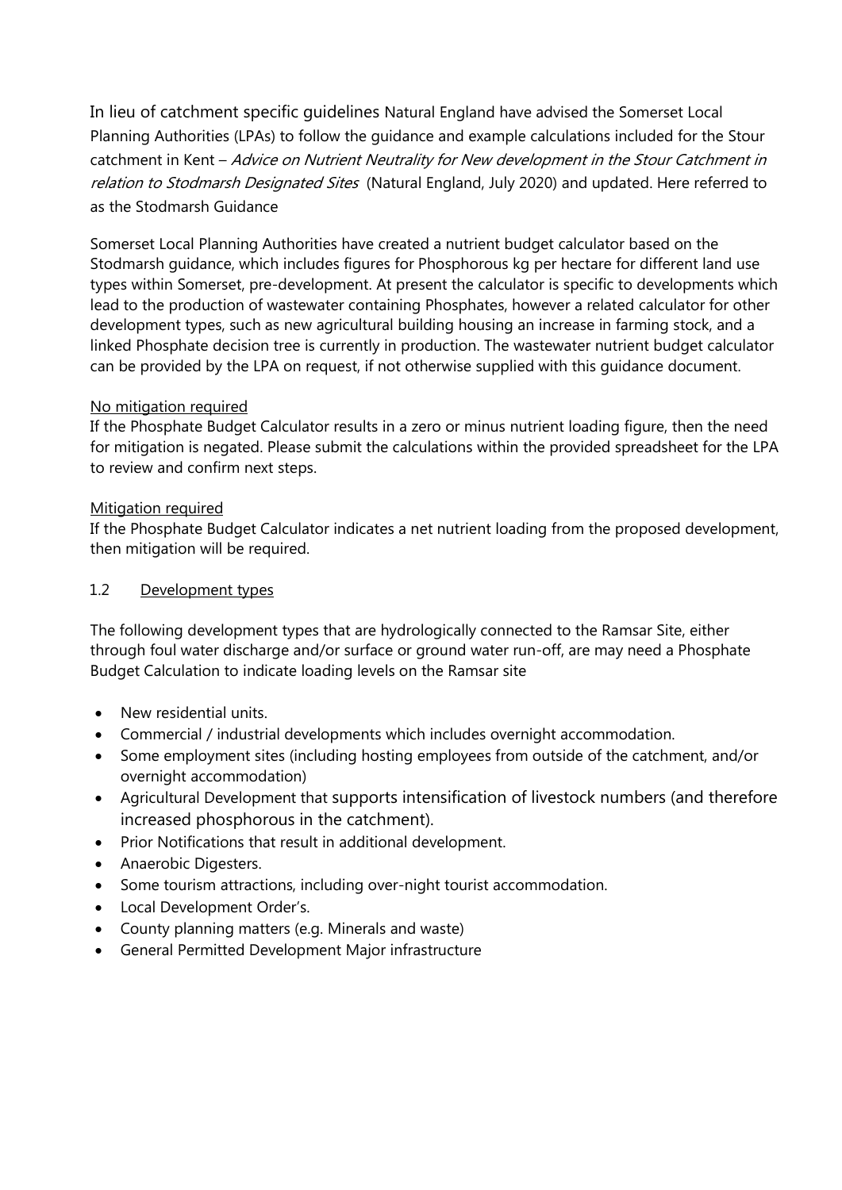In lieu of catchment specific guidelines Natural England have advised the Somerset Local Planning Authorities (LPAs) to follow the guidance and example calculations included for the Stour catchment in Kent – *Advice on Nutrient Neutrality for New development in the Stour Catchment in relation to Stodmarsh Designated Sites* (Natural England, July 2020) and updated. Here referred to as the Stodmarsh Guidance

Somerset Local Planning Authorities have created a nutrient budget calculator based on the Stodmarsh guidance, which includes figures for Phosphorous kg per hectare for different land use types within Somerset, pre-development. At present the calculator is specific to developments which lead to the production of wastewater containing Phosphates, however a related calculator for other development types, such as new agricultural building housing an increase in farming stock, and a linked Phosphate decision tree is currently in production. The wastewater nutrient budget calculator can be provided by the LPA on request, if not otherwise supplied with this guidance document.

<u>No mitigation required</u>

If the Phosphate Budget Calculator results in a zero or minus nutrient loading figure, then the need for mitigation is negated. Please submit the calculations within the provided spreadsheet for the LPA to review and confirm next steps.

<u>Mitigation required</u>

If the Phosphate Budget Calculator indicates a net nutrient loading from the proposed development, then mitigation will be required.

### 1.2 <u>Development types</u>

The following development types that are hydrologically connected to the Ramsar Site, either through foul water discharge and/or surface or ground water run-off, are may need a Phosphate Budget Calculation to indicate loading levels on the Ramsar site

- New residential units.
- Commercial / industrial developments which includes overnight accommodation.
- Some employment sites (including hosting employees from outside of the catchment, and/or overnight accommodation)
- Agricultural Development that supports intensification of livestock numbers (and therefore increased phosphorous in the catchment).
- Prior Notifications that result in additional development.
- Anaerobic Digesters.
- Some tourism attractions, including over-night tourist accommodation.
- Local Development Order's.
- County planning matters (e.g. Minerals and waste)
- General Permitted Development Major infrastructure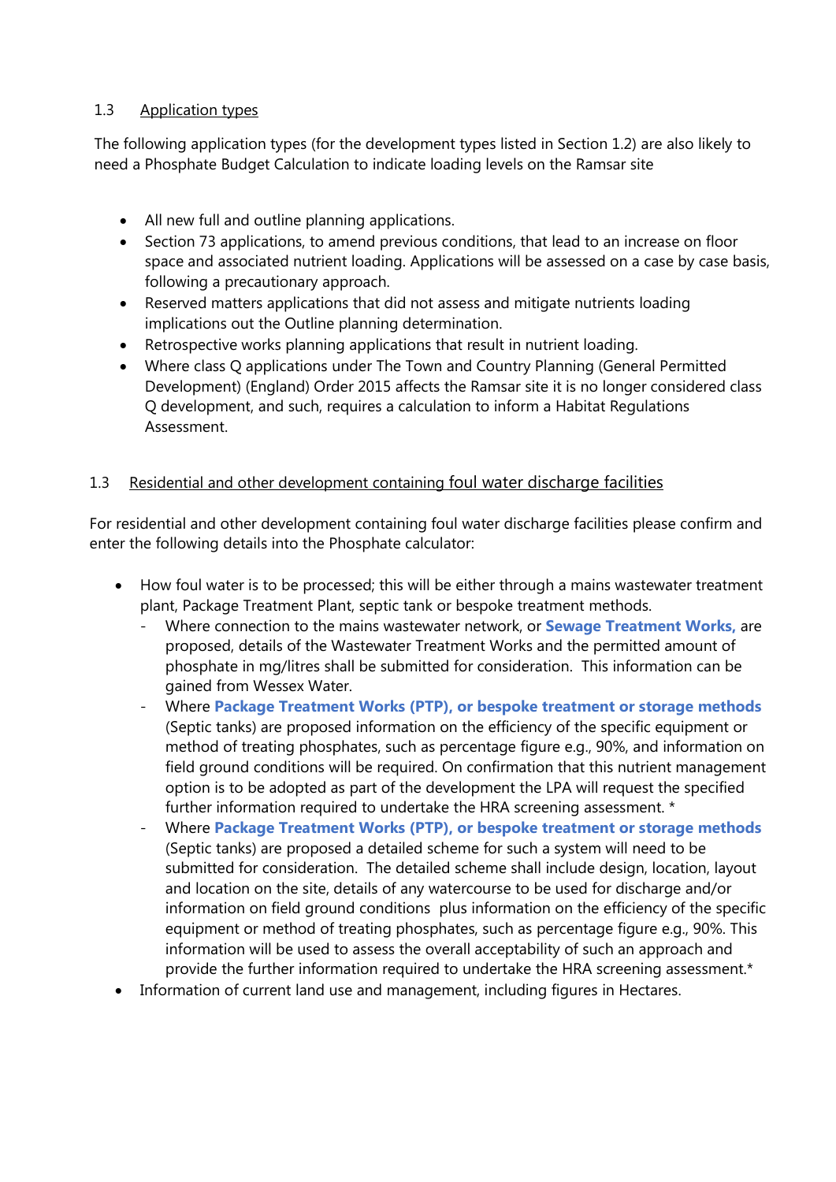## 1.3 Application types

The following application types (for the development types listed in Section 1.2) are also likely to need a Phosphate Budget Calculation to indicate loading levels on the Ramsar site

- All new full and outline planning applications.
- Section 73 applications, to amend previous conditions, that lead to an increase on floor space and associated nutrient loading. Applications will be assessed on a case by case basis, following a precautionary approach.
- Reserved matters applications that did not assess and mitigate nutrients loading implications out the Outline planning determination.
- Retrospective works planning applications that result in nutrient loading.
- Where class Q applications under The Town and Country Planning (General Permitted Development) (England) Order 2015 affects the Ramsar site it is no longer considered class Q development, and such, requires a calculation to inform a Habitat Regulations Assessment.

## 1.3 Residential and other development containing foul water discharge facilities

For residential and other development containing foul water discharge facilities please confirm and enter the following details into the Phosphate calculator:

- How foul water is to be processed; this will be either through a mains wastewater treatment plant, Package Treatment Plant, septic tank or bespoke treatment methods.
  - Where connection to the mains wastewater network, or **Sewage Treatment Works,** are proposed, details of the Wastewater Treatment Works and the permitted amount of phosphate in mg/litres shall be submitted for consideration. This information can be gained from Wessex Water.
  - Where **Package Treatment Works (PTP), or bespoke treatment or storage methods** (Septic tanks) are proposed information on the efficiency of the specific equipment or method of treating phosphates, such as percentage figure e.g., 90%, and information on field ground conditions will be required. On confirmation that this nutrient management option is to be adopted as part of the development the LPA will request the specified further information required to undertake the HRA screening assessment. *
  - Where **Package Treatment Works (PTP), or bespoke treatment or storage methods** (Septic tanks) are proposed a detailed scheme for such a system will need to be submitted for consideration. The detailed scheme shall include design, location, layout and location on the site, details of any watercourse to be used for discharge and/or information on field ground conditions plus information on the efficiency of the specific equipment or method of treating phosphates, such as percentage figure e.g., 90%. This information will be used to assess the overall acceptability of such an approach and provide the further information required to undertake the HRA screening assessment.*
- Information of current land use and management, including figures in Hectares.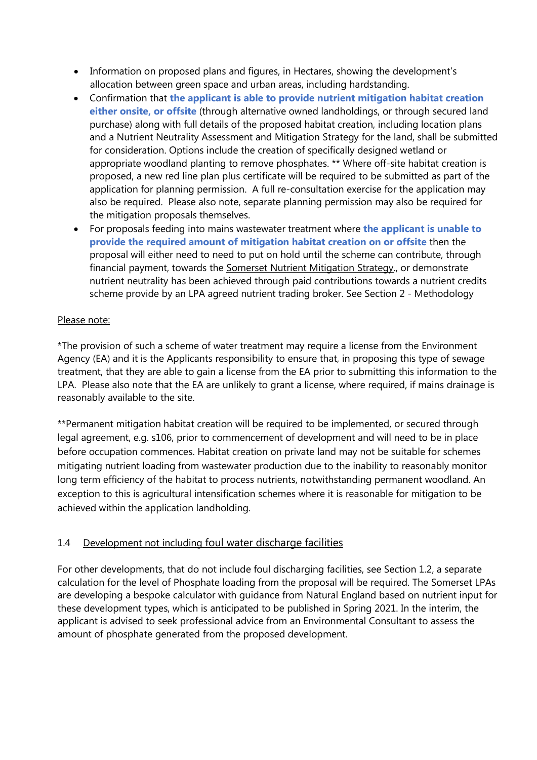- Information on proposed plans and figures, in Hectares, showing the development's allocation between green space and urban areas, including hardstanding.
- Confirmation that **the applicant is able to provide nutrient mitigation habitat creation either onsite, or offsite** (through alternative owned landholdings, or through secured land purchase) along with full details of the proposed habitat creation, including location plans and a Nutrient Neutrality Assessment and Mitigation Strategy for the land, shall be submitted for consideration. Options include the creation of specifically designed wetland or appropriate woodland planting to remove phosphates. ** Where off-site habitat creation is proposed, a new red line plan plus certificate will be required to be submitted as part of the application for planning permission. A full re-consultation exercise for the application may also be required. Please also note, separate planning permission may also be required for the mitigation proposals themselves.
- For proposals feeding into mains wastewater treatment where **the applicant is unable to provide the required amount of mitigation habitat creation on or offsite** then the proposal will either need to need to put on hold until the scheme can contribute, through financial payment, towards the Somerset Nutrient Mitigation Strategy., or demonstrate nutrient neutrality has been achieved through paid contributions towards a nutrient credits scheme provide by an LPA agreed nutrient trading broker. See Section 2 - Methodology

Please note:

*The provision of such a scheme of water treatment may require a license from the Environment Agency (EA) and it is the Applicants responsibility to ensure that, in proposing this type of sewage treatment, that they are able to gain a license from the EA prior to submitting this information to the LPA. Please also note that the EA are unlikely to grant a license, where required, if mains drainage is reasonably available to the site.

**Permanent mitigation habitat creation will be required to be implemented, or secured through legal agreement, e.g. s106, prior to commencement of development and will need to be in place before occupation commences. Habitat creation on private land may not be suitable for schemes mitigating nutrient loading from wastewater production due to the inability to reasonably monitor long term efficiency of the habitat to process nutrients, notwithstanding permanent woodland. An exception to this is agricultural intensification schemes where it is reasonable for mitigation to be achieved within the application landholding.

## 1.4 Development not including foul water discharge facilities

For other developments, that do not include foul discharging facilities, see Section 1.2, a separate calculation for the level of Phosphate loading from the proposal will be required. The Somerset LPAs are developing a bespoke calculator with guidance from Natural England based on nutrient input for these development types, which is anticipated to be published in Spring 2021. In the interim, the applicant is advised to seek professional advice from an Environmental Consultant to assess the amount of phosphate generated from the proposed development.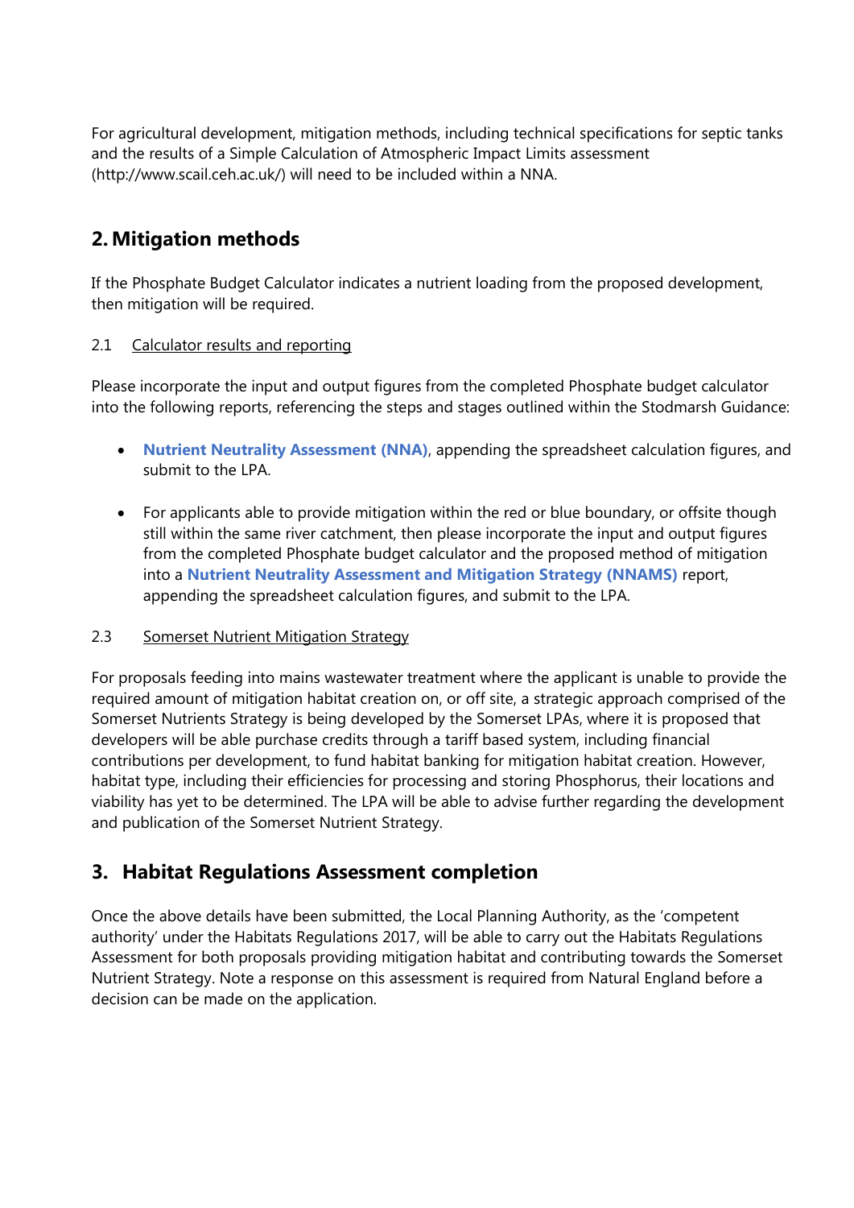For agricultural development, mitigation methods, including technical specifications for septic tanks and the results of a Simple Calculation of Atmospheric Impact Limits assessment (http://www.scail.ceh.ac.uk/) will need to be included within a NNA.

## 2. Mitigation methods

If the Phosphate Budget Calculator indicates a nutrient loading from the proposed development, then mitigation will be required.

2.1 Calculator results and reporting

Please incorporate the input and output figures from the completed Phosphate budget calculator into the following reports, referencing the steps and stages outlined within the Stodmarsh Guidance:

- **Nutrient Neutrality Assessment (NNA)**, appending the spreadsheet calculation figures, and submit to the LPA.
- For applicants able to provide mitigation within the red or blue boundary, or offsite though still within the same river catchment, then please incorporate the input and output figures from the completed Phosphate budget calculator and the proposed method of mitigation into a **Nutrient Neutrality Assessment and Mitigation Strategy (NNAMS)** report, appending the spreadsheet calculation figures, and submit to the LPA.

2.3 Somerset Nutrient Mitigation Strategy

For proposals feeding into mains wastewater treatment where the applicant is unable to provide the required amount of mitigation habitat creation on, or off site, a strategic approach comprised of the Somerset Nutrients Strategy is being developed by the Somerset LPAs, where it is proposed that developers will be able purchase credits through a tariff based system, including financial contributions per development, to fund habitat banking for mitigation habitat creation. However, habitat type, including their efficiencies for processing and storing Phosphorus, their locations and viability has yet to be determined. The LPA will be able to advise further regarding the development and publication of the Somerset Nutrient Strategy.

## 3. Habitat Regulations Assessment completion

Once the above details have been submitted, the Local Planning Authority, as the 'competent authority' under the Habitats Regulations 2017, will be able to carry out the Habitats Regulations Assessment for both proposals providing mitigation habitat and contributing towards the Somerset Nutrient Strategy. Note a response on this assessment is required from Natural England before a decision can be made on the application.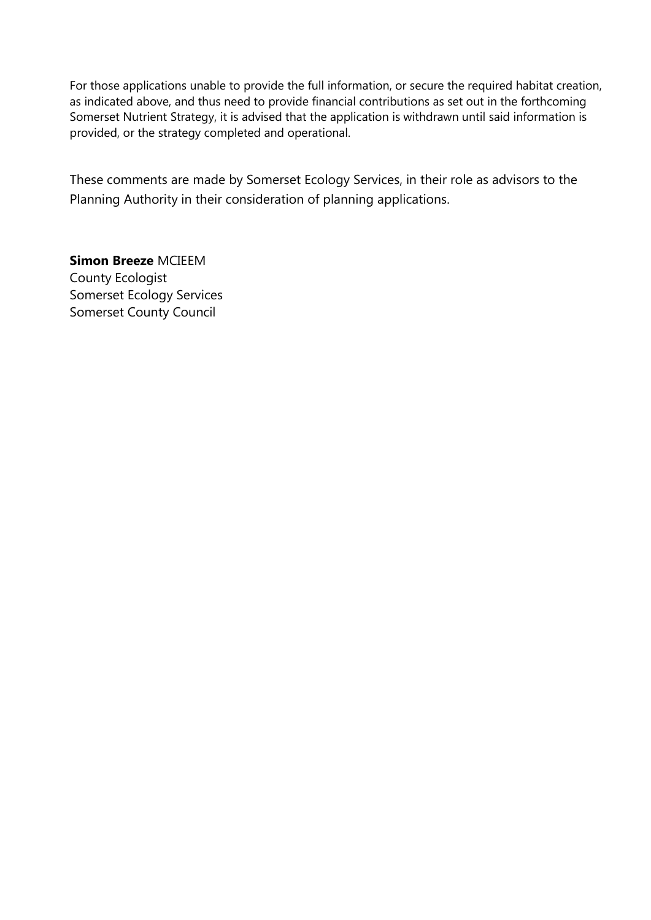For those applications unable to provide the full information, or secure the required habitat creation, as indicated above, and thus need to provide financial contributions as set out in the forthcoming Somerset Nutrient Strategy, it is advised that the application is withdrawn until said information is provided, or the strategy completed and operational.

These comments are made by Somerset Ecology Services, in their role as advisors to the Planning Authority in their consideration of planning applications.

**Simon Breeze** MCIEEM
County Ecologist
Somerset Ecology Services
Somerset County Council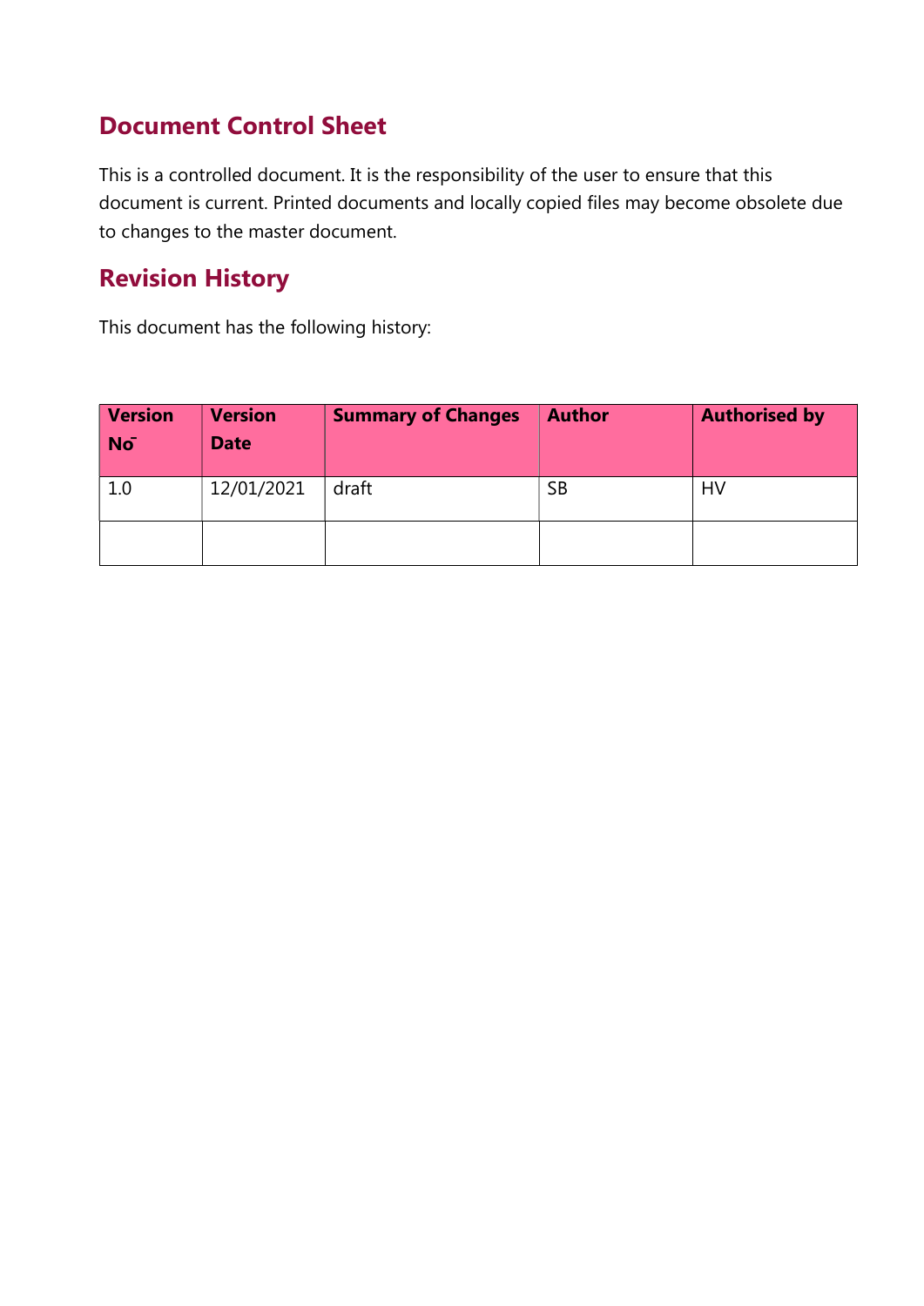## Document Control Sheet

This is a controlled document. It is the responsibility of the user to ensure that this document is current. Printed documents and locally copied files may become obsolete due to changes to the master document.

## Revision History

This document has the following history:

| Version No | Version Date | Summary of Changes | Author | Authorised by |
| --- | --- | --- | --- | --- |
| 1.0 | 12/01/2021 | draft | SB | HV |
| | | | | |